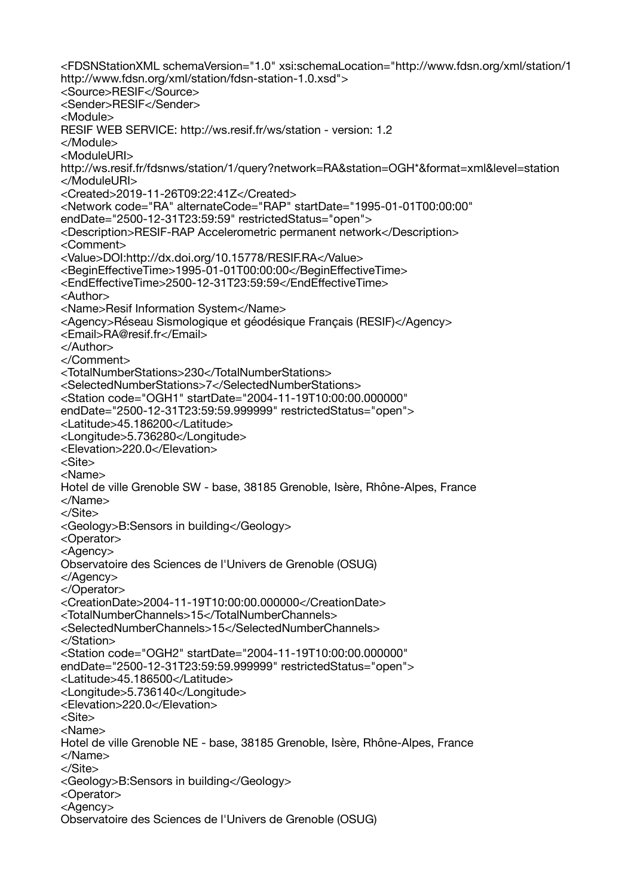```
<FDSNStationXML schemaVersion="1.0" xsi:schemaLocation="http://www.fdsn.org/xml/station/1
http://www.fdsn.org/xml/station/fdsn-station-1.0.xsd">
<Source>RESIF</Source>
<Sender>RESIF</Sender>
<Module>
RESIF WEB SERVICE: http://ws.resif.fr/ws/station - version: 1.2
</Module>
<ModuleURI>
http://ws.resif.fr/fdsnws/station/1/query?network=RA&station=OGH*&format=xml&level=station
</ModuleURI>
<Created>2019-11-26T09:22:41Z</Created>
<Network code="RA" alternateCode="RAP" startDate="1995-01-01T00:00:00"
endDate="2500-12-31T23:59:59" restrictedStatus="open">
<Description>RESIF-RAP Accelerometric permanent network</Description>
<Comment>
<Value>DOI:http://dx.doi.org/10.15778/RESIF.RA</Value>
<BeginEffectiveTime>1995-01-01T00:00:00</BeginEffectiveTime>
<EndEffectiveTime>2500-12-31T23:59:59</EndEffectiveTime>
<Author>
<Name>Resif Information System</Name>
<Agency>Réseau Sismologique et géodésique Français (RESIF)</Agency>
<Email>RA@resif.fr</Email>
</Author>
</Comment>
<TotalNumberStations>230</TotalNumberStations>
<SelectedNumberStations>7</SelectedNumberStations>
<Station code="OGH1" startDate="2004-11-19T10:00:00.000000"
endDate="2500-12-31T23:59:59.999999" restrictedStatus="open">
<Latitude>45.186200</Latitude>
<Longitude>5.736280</Longitude>
<Elevation>220.0</Elevation>
<Site>
<Name>
Hotel de ville Grenoble SW - base, 38185 Grenoble, Isère, Rhône-Alpes, France
</Name>
</Site>
<Geology>B:Sensors in building</Geology>
<Operator>
<Agency>
Observatoire des Sciences de l'Univers de Grenoble (OSUG)
</Agency>
</Operator>
<CreationDate>2004-11-19T10:00:00.000000</CreationDate>
<TotalNumberChannels>15</TotalNumberChannels>
<SelectedNumberChannels>15</SelectedNumberChannels>
</Station>
<Station code="OGH2" startDate="2004-11-19T10:00:00.000000"
endDate="2500-12-31T23:59:59.999999" restrictedStatus="open">
<Latitude>45.186500</Latitude>
<Longitude>5.736140</Longitude>
<Elevation>220.0</Elevation>
<Site>
<Name>
Hotel de ville Grenoble NE - base, 38185 Grenoble, Isère, Rhône-Alpes, France
</Name>
</Site>
<Geology>B:Sensors in building</Geology>
<Operator>
<Agency>
Observatoire des Sciences de l'Univers de Grenoble (OSUG)
```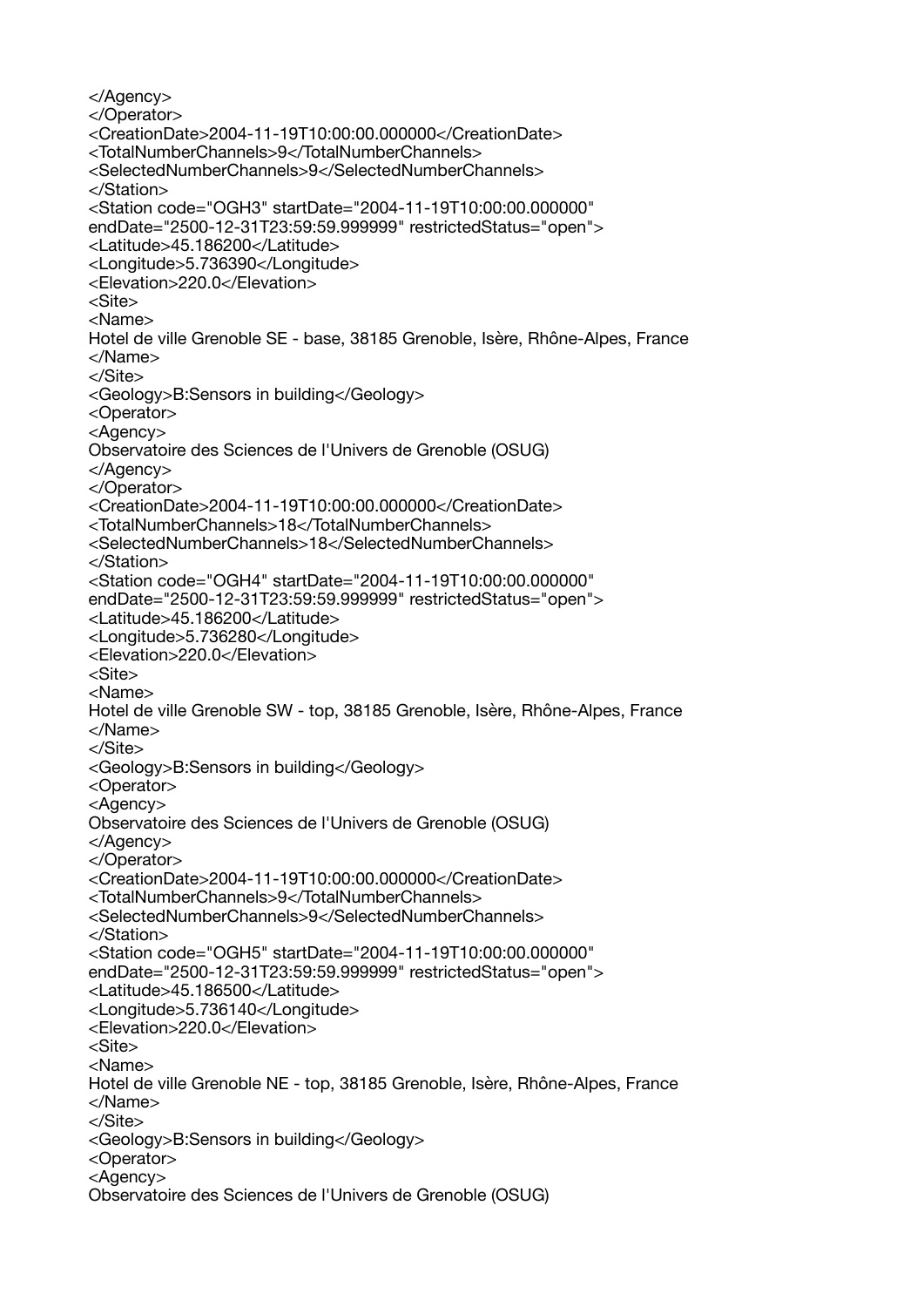```
</Agency>
</Operator>
<CreationDate>2004-11-19T10:00:00.000000</CreationDate>
<TotalNumberChannels>9</TotalNumberChannels>
<SelectedNumberChannels>9</SelectedNumberChannels>
</Station>
<Station code="OGH3" startDate="2004-11-19T10:00:00.000000"
endDate="2500-12-31T23:59:59.999999" restrictedStatus="open">
<Latitude>45.186200</Latitude>
<Longitude>5.736390</Longitude>
<Elevation>220.0</Elevation>
<Site>
<Name>
Hotel de ville Grenoble SE - base, 38185 Grenoble, Isère, Rhône-Alpes, France
</Name>
</Site>
<Geology>B:Sensors in building</Geology>
<Operator>
<Agency>
Observatoire des Sciences de l'Univers de Grenoble (OSUG)
</Agency>
</Operator>
<CreationDate>2004-11-19T10:00:00.000000</CreationDate>
<TotalNumberChannels>18</TotalNumberChannels>
<SelectedNumberChannels>18</SelectedNumberChannels>
</Station>
<Station code="OGH4" startDate="2004-11-19T10:00:00.000000"
endDate="2500-12-31T23:59:59.999999" restrictedStatus="open">
<Latitude>45.186200</Latitude>
<Longitude>5.736280</Longitude>
<Elevation>220.0</Elevation>
<Site>
<Name>
Hotel de ville Grenoble SW - top, 38185 Grenoble, Isère, Rhône-Alpes, France
</Name>
</Site>
<Geology>B:Sensors in building</Geology>
<Operator>
<Agency>
Observatoire des Sciences de l'Univers de Grenoble (OSUG)
</Agency>
</Operator>
<CreationDate>2004-11-19T10:00:00.000000</CreationDate>
<TotalNumberChannels>9</TotalNumberChannels>
<SelectedNumberChannels>9</SelectedNumberChannels>
</Station>
<Station code="OGH5" startDate="2004-11-19T10:00:00.000000"
endDate="2500-12-31T23:59:59.999999" restrictedStatus="open">
<Latitude>45.186500</Latitude>
<Longitude>5.736140</Longitude>
<Elevation>220.0</Elevation>
<Site>
<Name>
Hotel de ville Grenoble NE - top, 38185 Grenoble, Isère, Rhône-Alpes, France
</Name>
</Site>
<Geology>B:Sensors in building</Geology>
<Operator>
<Agency>
Observatoire des Sciences de l'Univers de Grenoble (OSUG)
```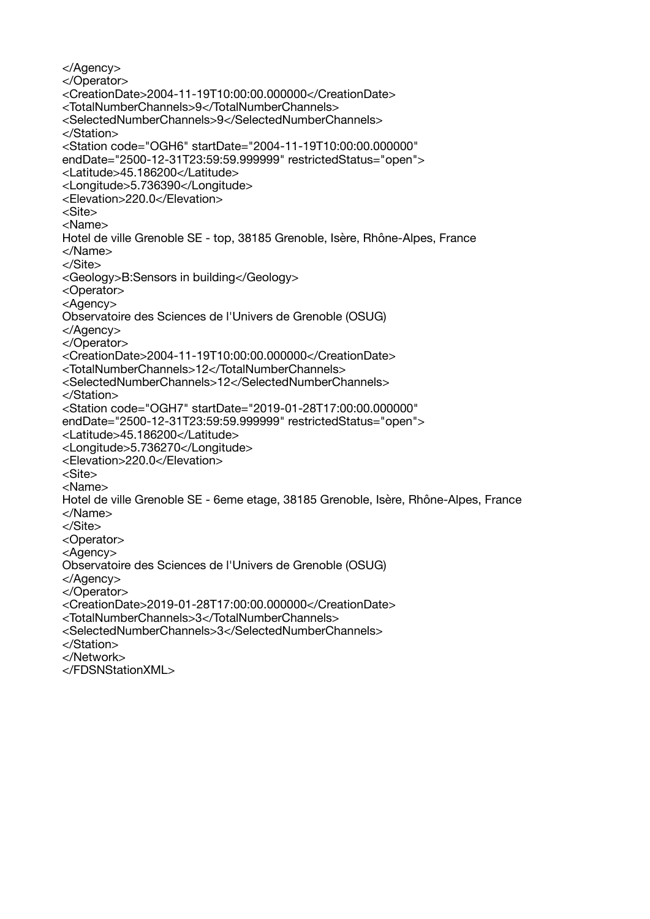```
</Agency>
</Operator>
<CreationDate>2004-11-19T10:00:00.000000</CreationDate>
<TotalNumberChannels>9</TotalNumberChannels>
<SelectedNumberChannels>9</SelectedNumberChannels>
</Station>
<Station code="OGH6" startDate="2004-11-19T10:00:00.000000"
endDate="2500-12-31T23:59:59.999999" restrictedStatus="open">
<Latitude>45.186200</Latitude>
<Longitude>5.736390</Longitude>
<Elevation>220.0</Elevation>
<Site>
<Name>
Hotel de ville Grenoble SE - top, 38185 Grenoble, Isère, Rhône-Alpes, France
</Name>
</Site>
<Geology>B:Sensors in building</Geology>
<Operator>
<Agency>
Observatoire des Sciences de l'Univers de Grenoble (OSUG)
</Agency>
</Operator>
<CreationDate>2004-11-19T10:00:00.000000</CreationDate>
<TotalNumberChannels>12</TotalNumberChannels>
<SelectedNumberChannels>12</SelectedNumberChannels>
</Station>
<Station code="OGH7" startDate="2019-01-28T17:00:00.000000"
endDate="2500-12-31T23:59:59.999999" restrictedStatus="open">
<Latitude>45.186200</Latitude>
<Longitude>5.736270</Longitude>
<Elevation>220.0</Elevation>
<Site>
<Name>
Hotel de ville Grenoble SE - 6eme etage, 38185 Grenoble, Isère, Rhône-Alpes, France
</Name>
</Site>
<Operator>
<Agency>
Observatoire des Sciences de l'Univers de Grenoble (OSUG)
</Agency>
</Operator>
<CreationDate>2019-01-28T17:00:00.000000</CreationDate>
<TotalNumberChannels>3</TotalNumberChannels>
<SelectedNumberChannels>3</SelectedNumberChannels>
</Station>
</Network>
</FDSNStationXML>
```